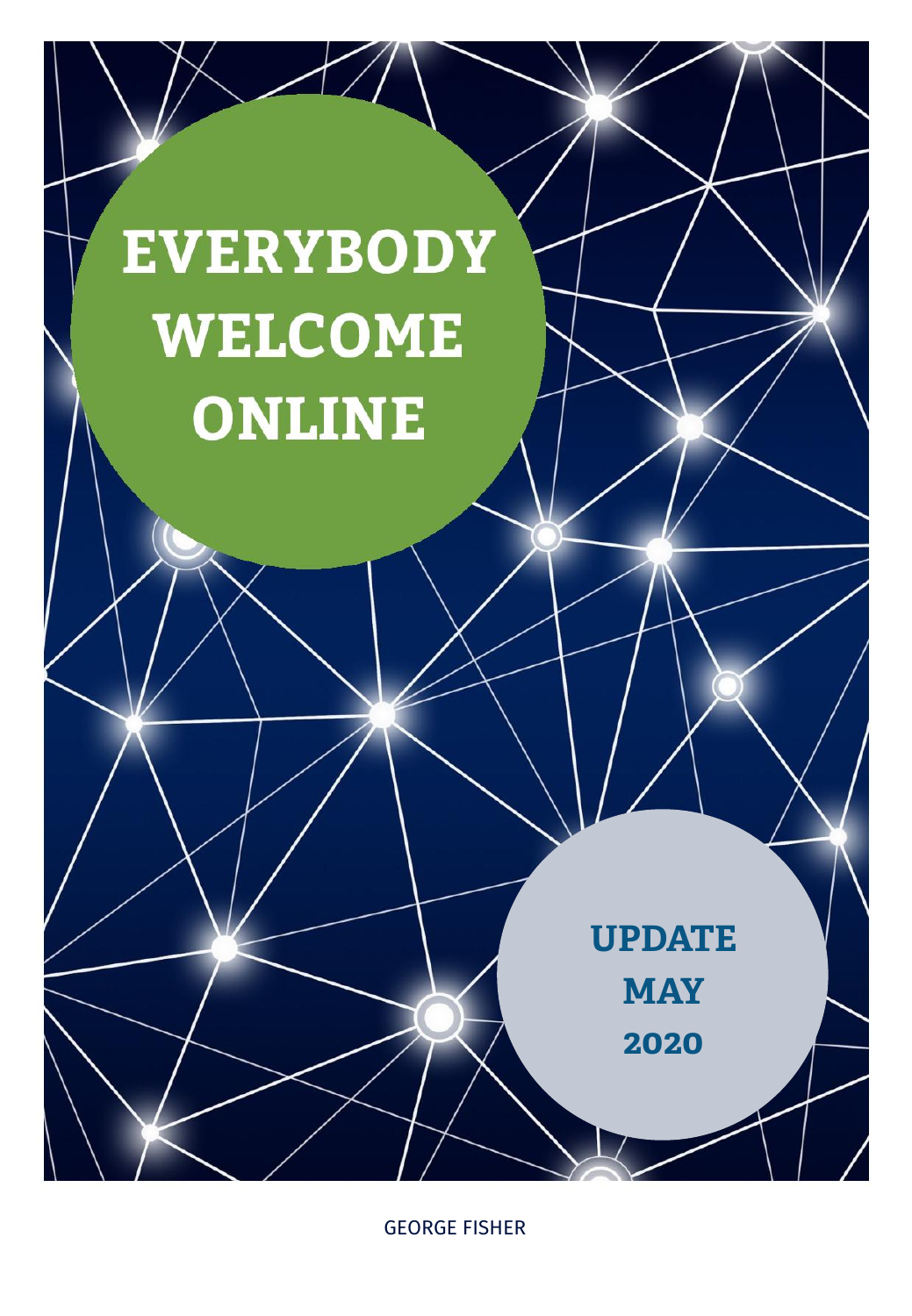# EVERYBODY WELCOME ONLINE

## UPDATE MAY 2020

GEORGE FISHER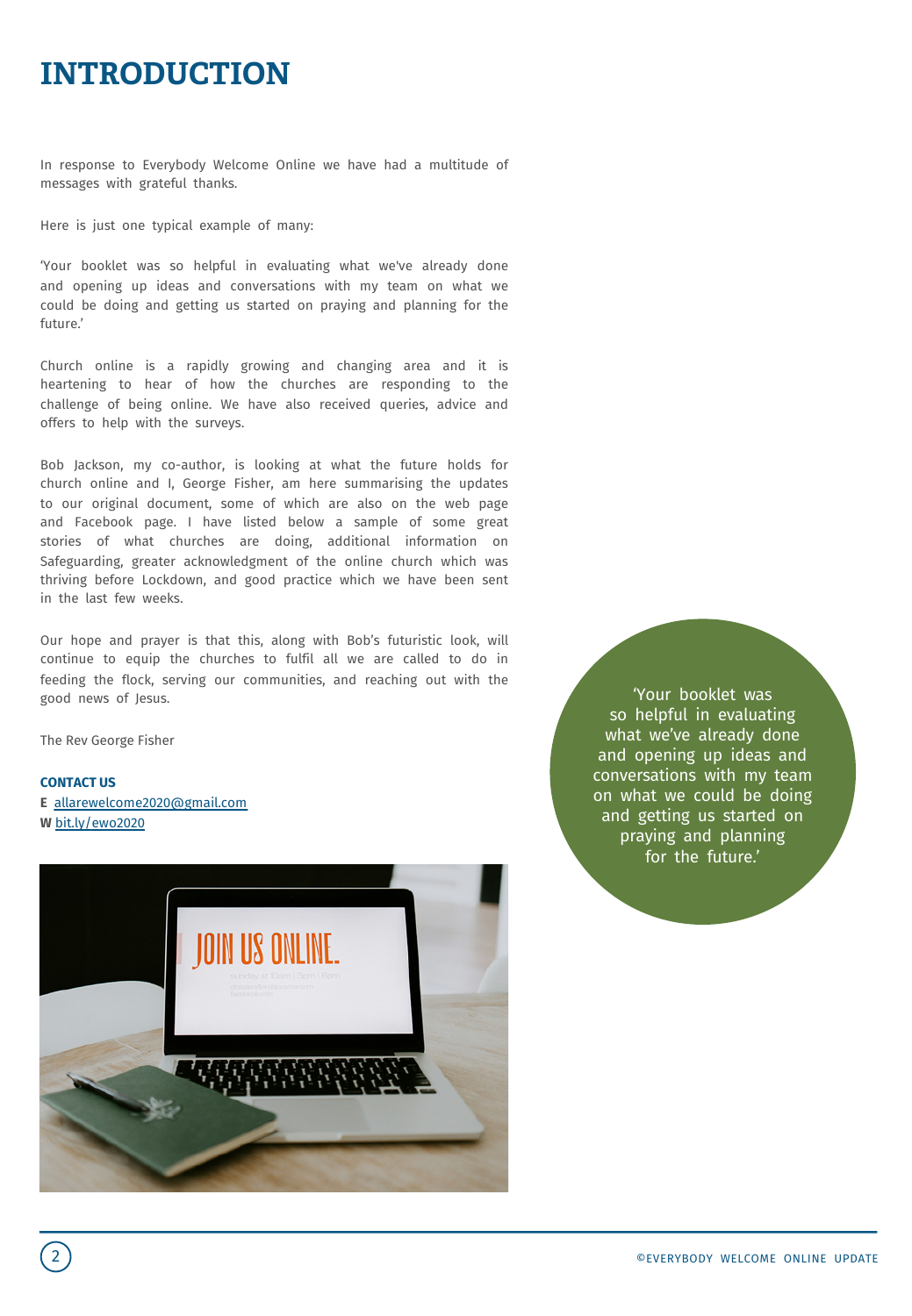# INTRODUCTION

In response to Everybody Welcome Online we have had a multitude of messages with grateful thanks.

Here is just one typical example of many:

'Your booklet was so helpful in evaluating what we've already done and opening up ideas and conversations with my team on what we could be doing and getting us started on praying and planning for the future.'

Church online is a rapidly growing and changing area and it is heartening to hear of how the churches are responding to the challenge of being online. We have also received queries, advice and offers to help with the surveys.

Bob Jackson, my co-author, is looking at what the future holds for church online and I, George Fisher, am here summarising the updates to our original document, some of which are also on the web page and Facebook page. I have listed below a sample of some great stories of what churches are doing, additional information on Safeguarding, greater acknowledgment of the online church which was thriving before Lockdown, and good practice which we have been sent in the last few weeks.

Our hope and prayer is that this, along with Bob's futuristic look, will continue to equip the churches to fulfil all we are called to do in feeding the flock, serving our communities, and reaching out with the good news of Jesus.

The Rev George Fisher

**CONTACT US**

**E** allarewelcome2020@gmail.com
**W** bit.ly/ewo2020

'Your booklet was so helpful in evaluating what we've already done and opening up ideas and conversations with my team on what we could be doing and getting us started on praying and planning for the future.'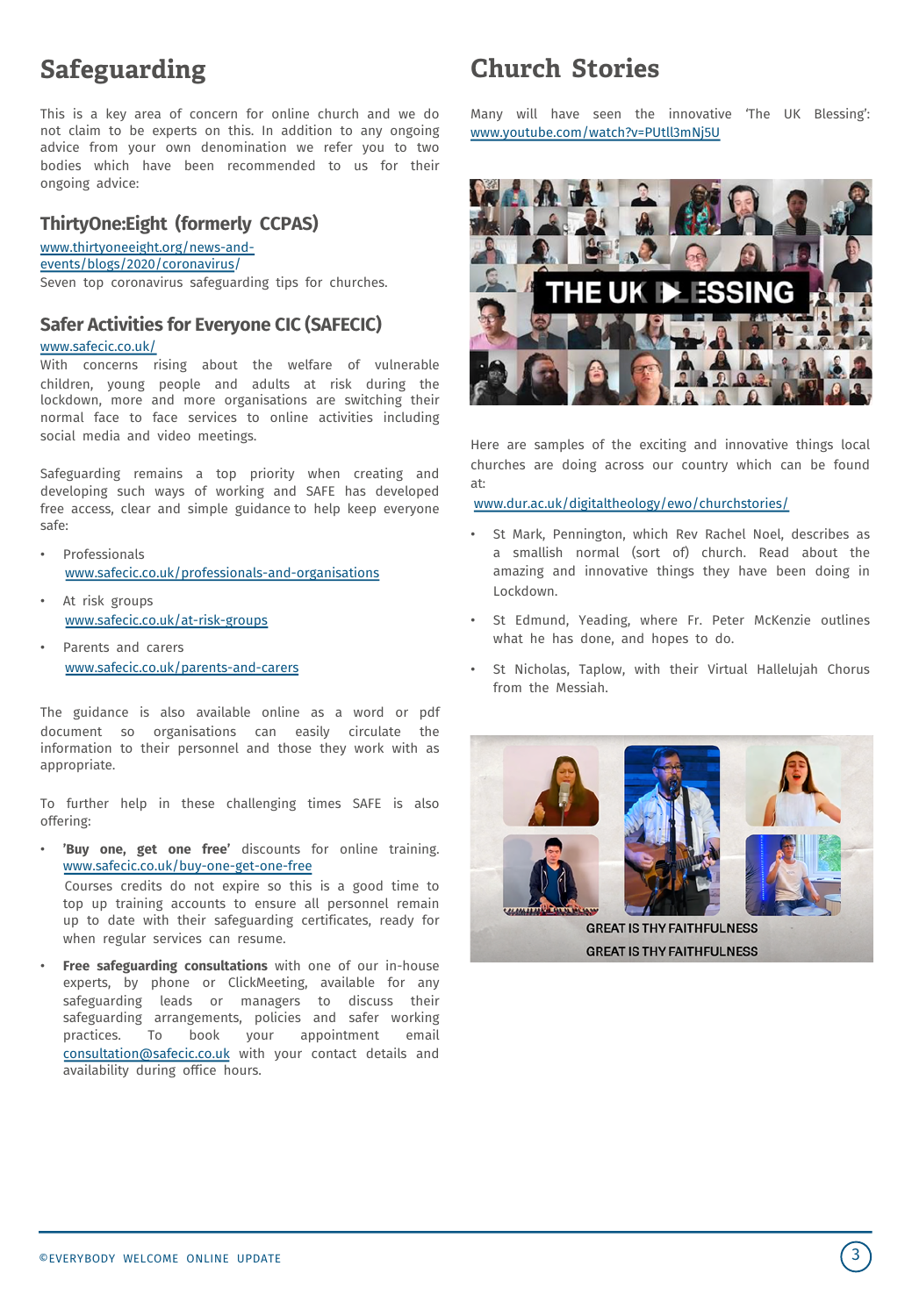## Safeguarding

This is a key area of concern for online church and we do not claim to be experts on this. In addition to any ongoing advice from your own denomination we refer you to two bodies which have been recommended to us for their ongoing advice:

### ThirtyOne:Eight (formerly CCPAS)

www.thirtyoneeight.org/news-and-events/blogs/2020/coronavirus/

Seven top coronavirus safeguarding tips for churches.

### Safer Activities for Everyone CIC (SAFECIC)

www.safecic.co.uk/

With concerns rising about the welfare of vulnerable children, young people and adults at risk during the lockdown, more and more organisations are switching their normal face to face services to online activities including social media and video meetings.

Safeguarding remains a top priority when creating and developing such ways of working and SAFE has developed free access, clear and simple guidance to help keep everyone safe:

- Professionals
  www.safecic.co.uk/professionals-and-organisations
- At risk groups
  www.safecic.co.uk/at-risk-groups
- Parents and carers
  www.safecic.co.uk/parents-and-carers

The guidance is also available online as a word or pdf document so organisations can easily circulate the information to their personnel and those they work with as appropriate.

To further help in these challenging times SAFE is also offering:

- **'Buy one, get one free'** discounts for online training. www.safecic.co.uk/buy-one-get-one-free
  Courses credits do not expire so this is a good time to top up training accounts to ensure all personnel remain up to date with their safeguarding certificates, ready for when regular services can resume.
- **Free safeguarding consultations** with one of our in-house experts, by phone or ClickMeeting, available for any safeguarding leads or managers to discuss their safeguarding arrangements, policies and safer working practices. To book your appointment email consultation@safecic.co.uk with your contact details and availability during office hours.

## Church Stories

Many will have seen the innovative 'The UK Blessing': www.youtube.com/watch?v=PUtll3mNj5U

Here are samples of the exciting and innovative things local churches are doing across our country which can be found at:

www.dur.ac.uk/digitaltheology/ewo/churchstories/

- St Mark, Pennington, which Rev Rachel Noel, describes as a smallish normal (sort of) church. Read about the amazing and innovative things they have been doing in Lockdown.
- St Edmund, Yeading, where Fr. Peter McKenzie outlines what he has done, and hopes to do.
- St Nicholas, Taplow, with their Virtual Hallelujah Chorus from the Messiah.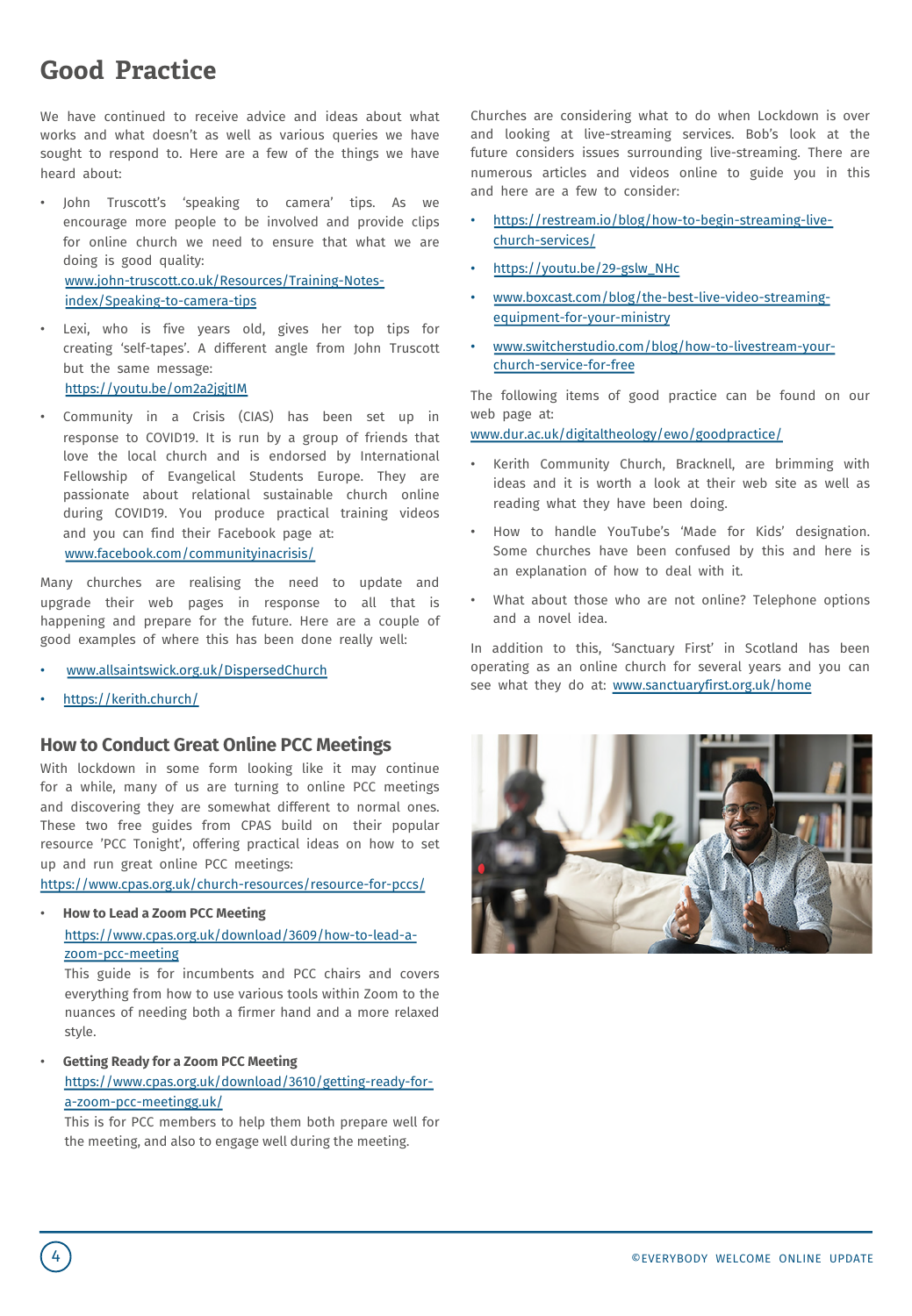# Good Practice

We have continued to receive advice and ideas about what works and what doesn't as well as various queries we have sought to respond to. Here are a few of the things we have heard about:

- John Truscott's 'speaking to camera' tips. As we encourage more people to be involved and provide clips for online church we need to ensure that what we are doing is good quality: www.john-truscott.co.uk/Resources/Training-Notes-index/Speaking-to-camera-tips
- Lexi, who is five years old, gives her top tips for creating 'self-tapes'. A different angle from John Truscott but the same message: https://youtu.be/om2a2jgjtIM
- Community in a Crisis (CIAS) has been set up in response to COVID19. It is run by a group of friends that love the local church and is endorsed by International Fellowship of Evangelical Students Europe. They are passionate about relational sustainable church online during COVID19. You produce practical training videos and you can find their Facebook page at: www.facebook.com/communityinacrisis/

Many churches are realising the need to update and upgrade their web pages in response to all that is happening and prepare for the future. Here are a couple of good examples of where this has been done really well:

- www.allsaintswick.org.uk/DispersedChurch
- https://kerith.church/

## How to Conduct Great Online PCC Meetings

With lockdown in some form looking like it may continue for a while, many of us are turning to online PCC meetings and discovering they are somewhat different to normal ones. These two free guides from CPAS build on their popular resource 'PCC Tonight', offering practical ideas on how to set up and run great online PCC meetings: https://www.cpas.org.uk/church-resources/resource-for-pccs/

- **How to Lead a Zoom PCC Meeting**
  https://www.cpas.org.uk/download/3609/how-to-lead-a-zoom-pcc-meeting
  This guide is for incumbents and PCC chairs and covers everything from how to use various tools within Zoom to the nuances of needing both a firmer hand and a more relaxed style.
- **Getting Ready for a Zoom PCC Meeting**
  https://www.cpas.org.uk/download/3610/getting-ready-for-a-zoom-pcc-meetingg.uk/
  This is for PCC members to help them both prepare well for the meeting, and also to engage well during the meeting.

Churches are considering what to do when Lockdown is over and looking at live-streaming services. Bob's look at the future considers issues surrounding live-streaming. There are numerous articles and videos online to guide you in this and here are a few to consider:

- https://restream.io/blog/how-to-begin-streaming-live-church-services/
- https://youtu.be/29-gslw_NHc
- www.boxcast.com/blog/the-best-live-video-streaming-equipment-for-your-ministry
- www.switcherstudio.com/blog/how-to-livestream-your-church-service-for-free

The following items of good practice can be found on our web page at: www.dur.ac.uk/digitaltheology/ewo/goodpractice/

- Kerith Community Church, Bracknell, are brimming with ideas and it is worth a look at their web site as well as reading what they have been doing.
- How to handle YouTube's 'Made for Kids' designation. Some churches have been confused by this and here is an explanation of how to deal with it.
- What about those who are not online? Telephone options and a novel idea.

In addition to this, 'Sanctuary First' in Scotland has been operating as an online church for several years and you can see what they do at: www.sanctuaryfirst.org.uk/home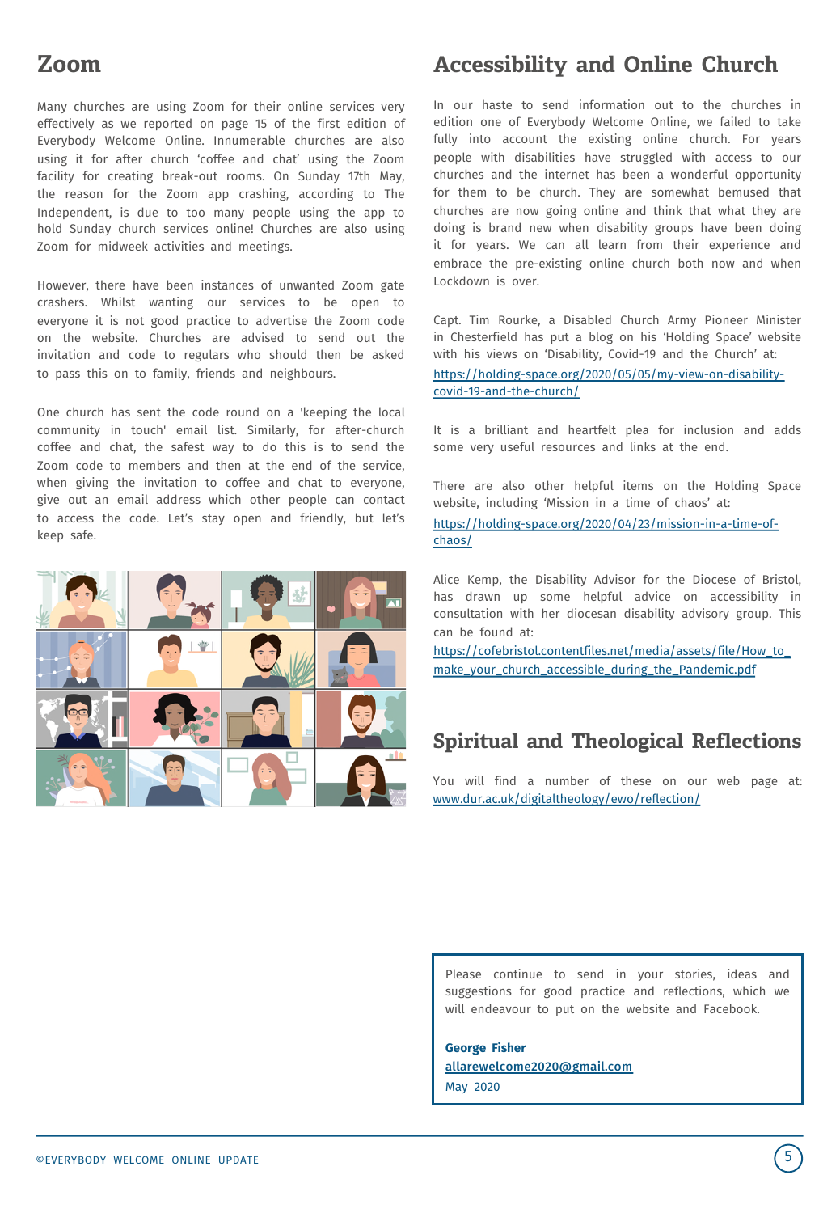## Zoom

Many churches are using Zoom for their online services very effectively as we reported on page 15 of the first edition of Everybody Welcome Online. Innumerable churches are also using it for after church 'coffee and chat' using the Zoom facility for creating break-out rooms. On Sunday 17th May, the reason for the Zoom app crashing, according to The Independent, is due to too many people using the app to hold Sunday church services online! Churches are also using Zoom for midweek activities and meetings.

However, there have been instances of unwanted Zoom gate crashers. Whilst wanting our services to be open to everyone it is not good practice to advertise the Zoom code on the website. Churches are advised to send out the invitation and code to regulars who should then be asked to pass this on to family, friends and neighbours.

One church has sent the code round on a 'keeping the local community in touch' email list. Similarly, for after-church coffee and chat, the safest way to do this is to send the Zoom code to members and then at the end of the service, when giving the invitation to coffee and chat to everyone, give out an email address which other people can contact to access the code. Let's stay open and friendly, but let's keep safe.

## Accessibility and Online Church

In our haste to send information out to the churches in edition one of Everybody Welcome Online, we failed to take fully into account the existing online church. For years people with disabilities have struggled with access to our churches and the internet has been a wonderful opportunity for them to be church. They are somewhat bemused that churches are now going online and think that what they are doing is brand new when disability groups have been doing it for years. We can all learn from their experience and embrace the pre-existing online church both now and when Lockdown is over.

Capt. Tim Rourke, a Disabled Church Army Pioneer Minister in Chesterfield has put a blog on his 'Holding Space' website with his views on 'Disability, Covid-19 and the Church' at:
https://holding-space.org/2020/05/05/my-view-on-disability-covid-19-and-the-church/

It is a brilliant and heartfelt plea for inclusion and adds some very useful resources and links at the end.

There are also other helpful items on the Holding Space website, including 'Mission in a time of chaos' at:
https://holding-space.org/2020/04/23/mission-in-a-time-of-chaos/

Alice Kemp, the Disability Advisor for the Diocese of Bristol, has drawn up some helpful advice on accessibility in consultation with her diocesan disability advisory group. This can be found at:
https://cofebristol.contentfiles.net/media/assets/file/How_to_make_your_church_accessible_during_the_Pandemic.pdf

## Spiritual and Theological Reflections

You will find a number of these on our web page at: www.dur.ac.uk/digitaltheology/ewo/reflection/

Please continue to send in your stories, ideas and suggestions for good practice and reflections, which we will endeavour to put on the website and Facebook.

**George Fisher**
allarewelcome2020@gmail.com
May 2020